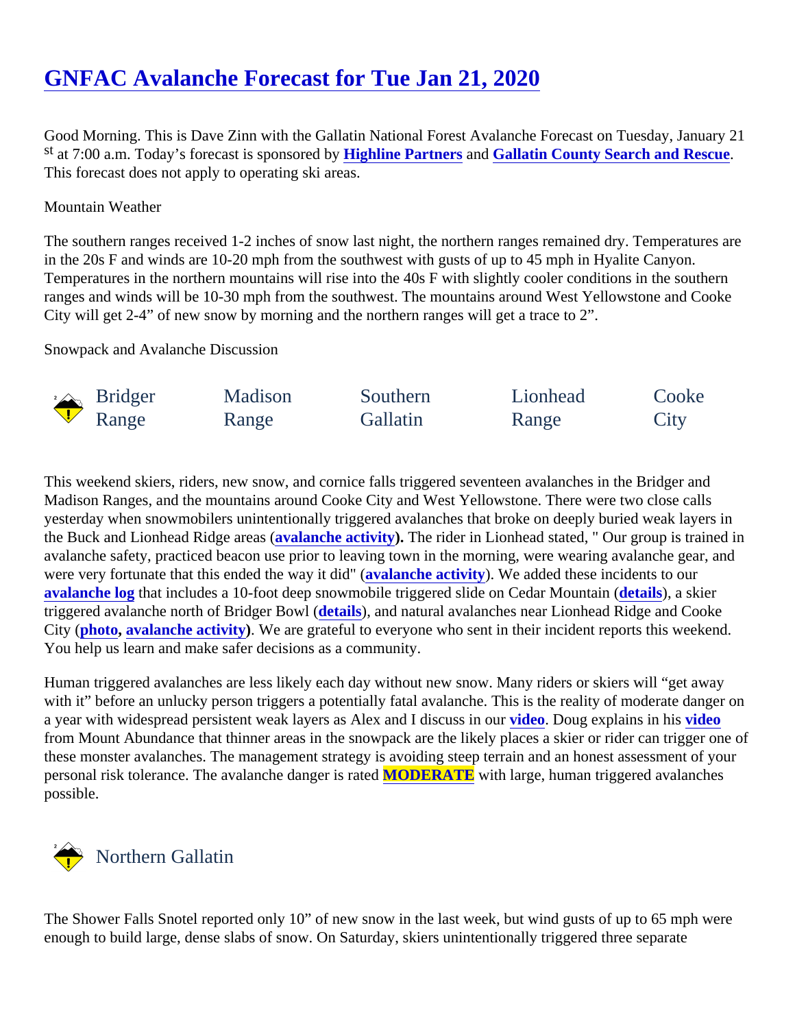# GNFAC Avalanche Forecast for Tue Jan 21, 2020

Good Morning. This is Dave Zinn with the Gallatin National Forest Avalanche Forecast on Tuesday, January 21st at 7:00 a.m. Today's forecast is sponsored by **Highline Partners** and **Gallatin County Search and Rescue**. This forecast does not apply to operating ski areas.

Mountain Weather

The southern ranges received 1-2 inches of snow last night, the northern ranges remained dry. Temperatures are in the 20s F and winds are 10-20 mph from the southwest with gusts of up to 45 mph in Hyalite Canyon. Temperatures in the northern mountains will rise into the 40s F with slightly cooler conditions in the southern ranges and winds will be 10-30 mph from the southwest. The mountains around West Yellowstone and Cooke City will get 2-4" of new snow by morning and the northern ranges will get a trace to 2".

Snowpack and Avalanche Discussion

Bridger Range | Madison Range | Southern Gallatin | Lionhead Range | Cooke City

This weekend skiers, riders, new snow, and cornice falls triggered seventeen avalanches in the Bridger and Madison Ranges, and the mountains around Cooke City and West Yellowstone. There were two close calls yesterday when snowmobilers unintentionally triggered avalanches that broke on deeply buried weak layers in the Buck and Lionhead Ridge areas (**avalanche activity**). The rider in Lionhead stated, " Our group is trained in avalanche safety, practiced beacon use prior to leaving town in the morning, were wearing avalanche gear, and were very fortunate that this ended the way it did" (**avalanche activity**). We added these incidents to our **avalanche log** that includes a 10-foot deep snowmobile triggered slide on Cedar Mountain (**details**), a skier triggered avalanche north of Bridger Bowl (**details**), and natural avalanches near Lionhead Ridge and Cooke City (**photo**, **avalanche activity**). We are grateful to everyone who sent in their incident reports this weekend. You help us learn and make safer decisions as a community.

Human triggered avalanches are less likely each day without new snow. Many riders or skiers will "get away with it" before an unlucky person triggers a potentially fatal avalanche. This is the reality of moderate danger on a year with widespread persistent weak layers as Alex and I discuss in our **video**. Doug explains in his **video** from Mount Abundance that thinner areas in the snowpack are the likely places a skier or rider can trigger one of these monster avalanches. The management strategy is avoiding steep terrain and an honest assessment of your personal risk tolerance. The avalanche danger is rated **MODERATE** with large, human triggered avalanches possible.

## Northern Gallatin

The Shower Falls Snotel reported only 10" of new snow in the last week, but wind gusts of up to 65 mph were enough to build large, dense slabs of snow. On Saturday, skiers unintentionally triggered three separate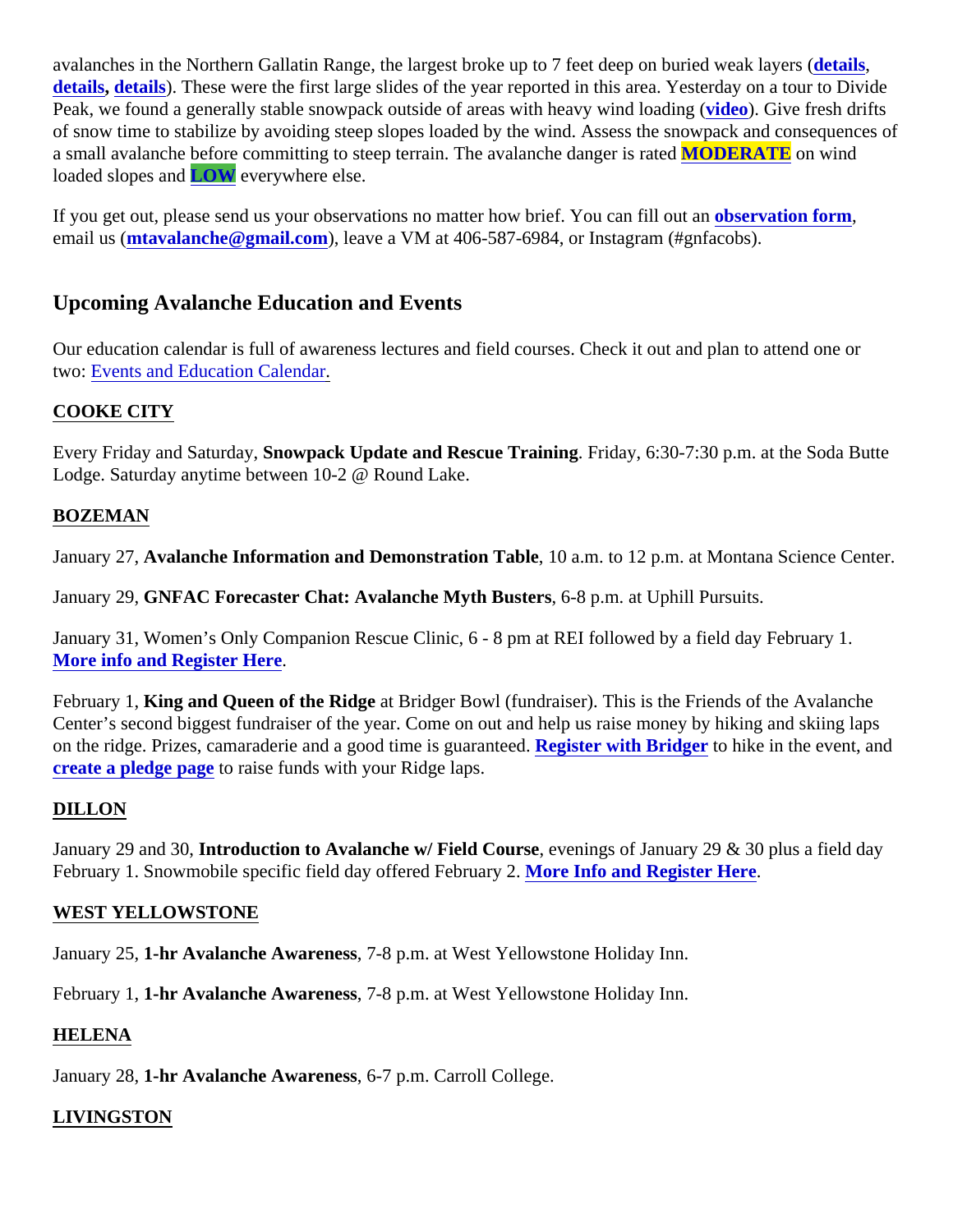avalanches in the Northern Gallatin Range, the largest broke up to 7 feet deep on buried weak layers (**details**, **details**, **details**). These were the first large slides of the year reported in this area. Yesterday on a tour to Divide Peak, we found a generally stable snowpack outside of areas with heavy wind loading (**video**). Give fresh drifts of snow time to stabilize by avoiding steep slopes loaded by the wind. Assess the snowpack and consequences of a small avalanche before committing to steep terrain. The avalanche danger is rated **MODERATE** on wind loaded slopes and **LOW** everywhere else.

If you get out, please send us your observations no matter how brief. You can fill out an **observation form**, email us (**mtavalanche@gmail.com**), leave a VM at 406-587-6984, or Instagram (#gnfacobs).

## Upcoming Avalanche Education and Events

Our education calendar is full of awareness lectures and field courses. Check it out and plan to attend one or two: Events and Education Calendar.

### COOKE CITY

Every Friday and Saturday, **Snowpack Update and Rescue Training**. Friday, 6:30-7:30 p.m. at the Soda Butte Lodge. Saturday anytime between 10-2 @ Round Lake.

### BOZEMAN

January 27, **Avalanche Information and Demonstration Table**, 10 a.m. to 12 p.m. at Montana Science Center.

January 29, **GNFAC Forecaster Chat: Avalanche Myth Busters**, 6-8 p.m. at Uphill Pursuits.

January 31, Women's Only Companion Rescue Clinic, 6 - 8 pm at REI followed by a field day February 1. **More info and Register Here**.

February 1, **King and Queen of the Ridge** at Bridger Bowl (fundraiser). This is the Friends of the Avalanche Center's second biggest fundraiser of the year. Come on out and help us raise money by hiking and skiing laps on the ridge. Prizes, camaraderie and a good time is guaranteed. **Register with Bridger** to hike in the event, and **create a pledge page** to raise funds with your Ridge laps.

### DILLON

January 29 and 30, **Introduction to Avalanche w/ Field Course**, evenings of January 29 & 30 plus a field day February 1. Snowmobile specific field day offered February 2. **More Info and Register Here**.

### WEST YELLOWSTONE

January 25, **1-hr Avalanche Awareness**, 7-8 p.m. at West Yellowstone Holiday Inn.

February 1, **1-hr Avalanche Awareness**, 7-8 p.m. at West Yellowstone Holiday Inn.

### HELENA

January 28, **1-hr Avalanche Awareness**, 6-7 p.m. Carroll College.

### LIVINGSTON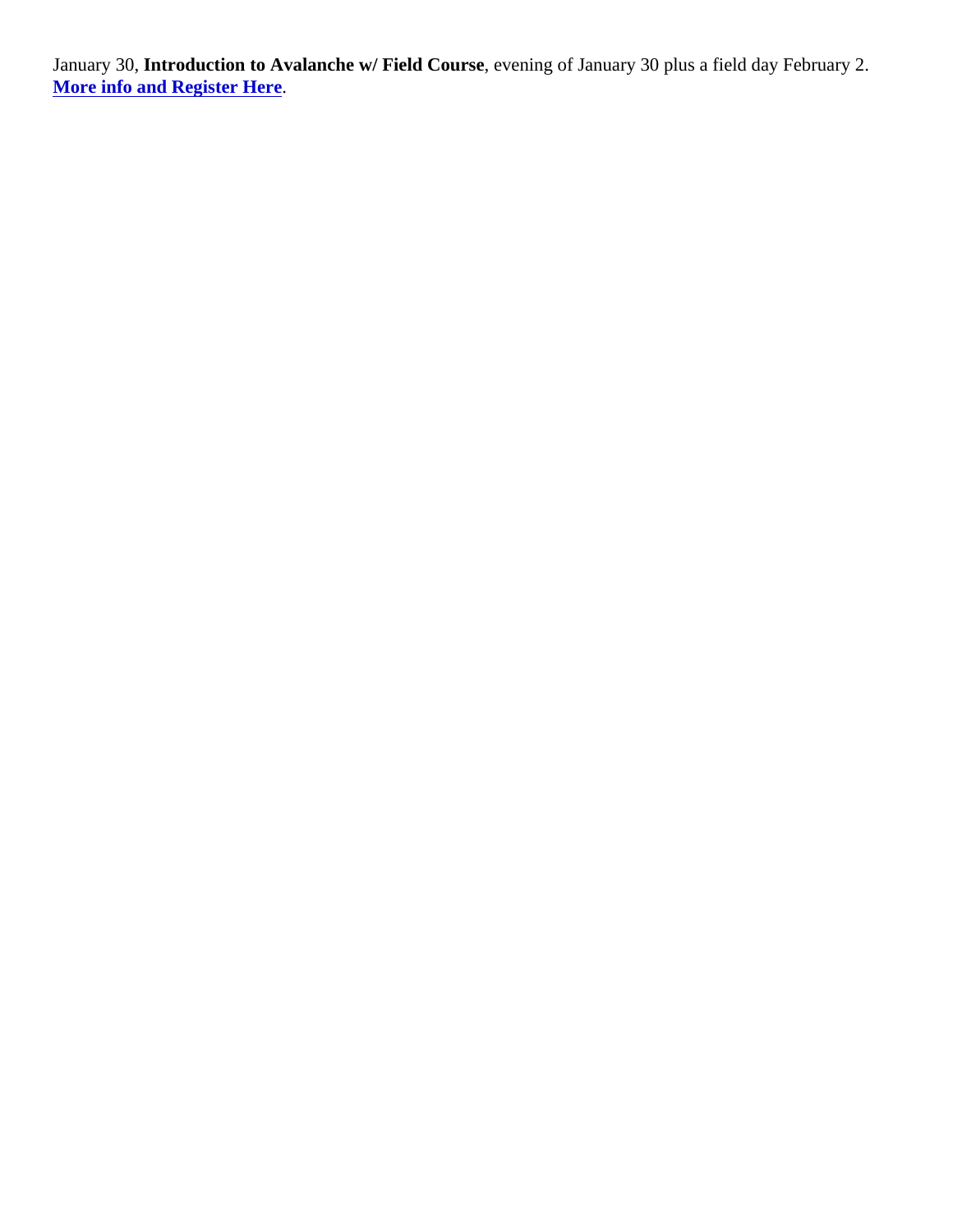January 30, **Introduction to Avalanche w/ Field Course**, evening of January 30 plus a field day February 2. **More info and Register Here**.